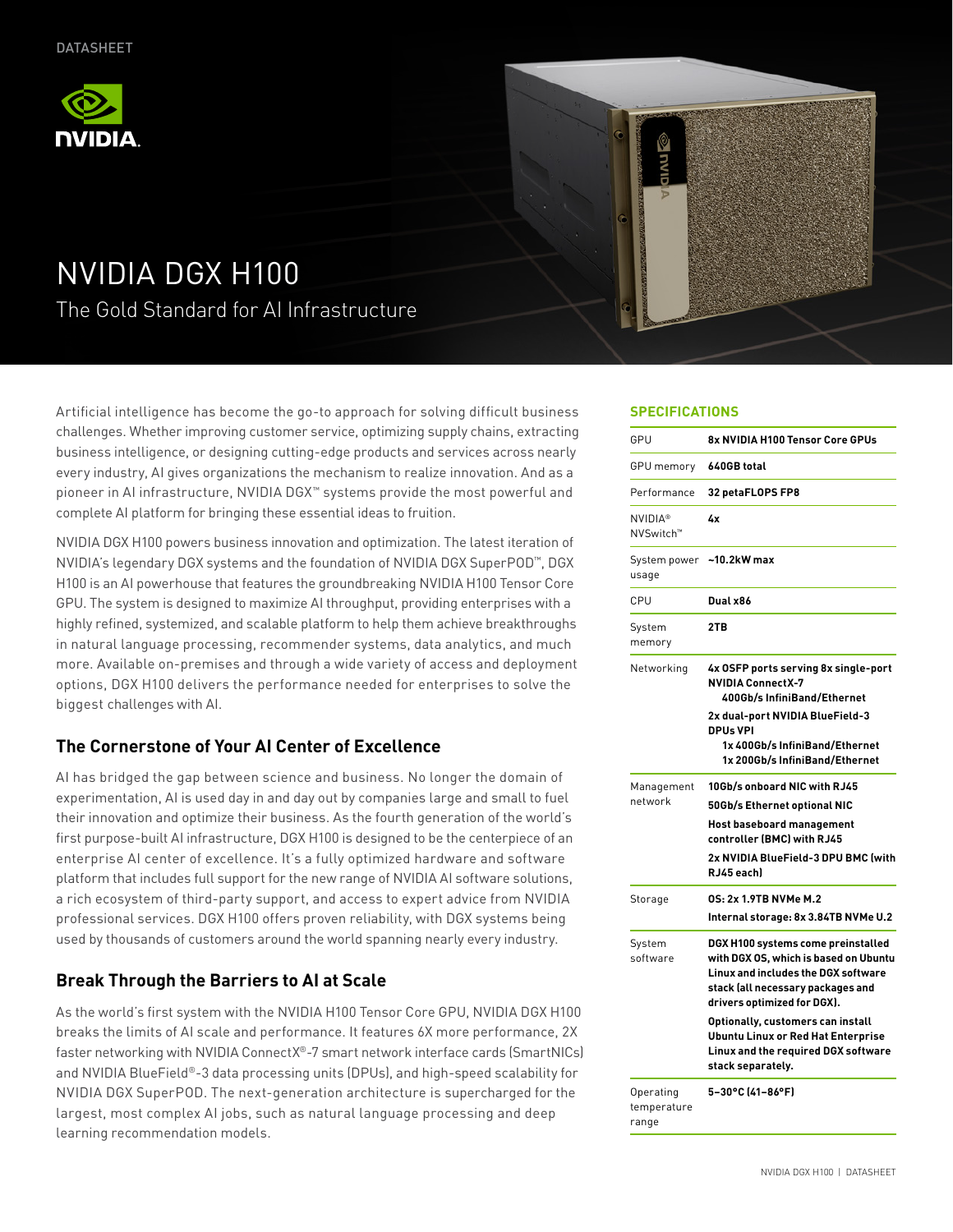DATASHEET

# NVIDIA DGX H100

## The Gold Standard for AI Infrastructure

Artificial intelligence has become the go-to approach for solving difficult business challenges. Whether improving customer service, optimizing supply chains, extracting business intelligence, or designing cutting-edge products and services across nearly every industry, AI gives organizations the mechanism to realize innovation. And as a pioneer in AI infrastructure, NVIDIA DGX™ systems provide the most powerful and complete AI platform for bringing these essential ideas to fruition.

NVIDIA DGX H100 powers business innovation and optimization. The latest iteration of NVIDIA's legendary DGX systems and the foundation of NVIDIA DGX SuperPOD™, DGX H100 is an AI powerhouse that features the groundbreaking NVIDIA H100 Tensor Core GPU. The system is designed to maximize AI throughput, providing enterprises with a highly refined, systemized, and scalable platform to help them achieve breakthroughs in natural language processing, recommender systems, data analytics, and much more. Available on-premises and through a wide variety of access and deployment options, DGX H100 delivers the performance needed for enterprises to solve the biggest challenges with AI.

### The Cornerstone of Your AI Center of Excellence

AI has bridged the gap between science and business. No longer the domain of experimentation, AI is used day in and day out by companies large and small to fuel their innovation and optimize their business. As the fourth generation of the world's first purpose-built AI infrastructure, DGX H100 is designed to be the centerpiece of an enterprise AI center of excellence. It's a fully optimized hardware and software platform that includes full support for the new range of NVIDIA AI software solutions, a rich ecosystem of third-party support, and access to expert advice from NVIDIA professional services. DGX H100 offers proven reliability, with DGX systems being used by thousands of customers around the world spanning nearly every industry.

### Break Through the Barriers to AI at Scale

As the world's first system with the NVIDIA H100 Tensor Core GPU, NVIDIA DGX H100 breaks the limits of AI scale and performance. It features 6X more performance, 2X faster networking with NVIDIA ConnectX®-7 smart network interface cards (SmartNICs) and NVIDIA BlueField®-3 data processing units (DPUs), and high-speed scalability for NVIDIA DGX SuperPOD. The next-generation architecture is supercharged for the largest, most complex AI jobs, such as natural language processing and deep learning recommendation models.

### SPECIFICATIONS

| | |
|---|---|
| GPU | **8x NVIDIA H100 Tensor Core GPUs** |
| GPU memory | **640GB total** |
| Performance | **32 petaFLOPS FP8** |
| NVIDIA® NVSwitch™ | **4x** |
| System power usage | **~10.2kW max** |
| CPU | **Dual x86** |
| System memory | **2TB** |
| Networking | **4x OSFP ports serving 8x single-port NVIDIA ConnectX-7 400Gb/s InfiniBand/Ethernet**<br>**2x dual-port NVIDIA BlueField-3 DPUs VPI 1x 400Gb/s InfiniBand/Ethernet 1x 200Gb/s InfiniBand/Ethernet** |
| Management network | **10Gb/s onboard NIC with RJ45**<br>**50Gb/s Ethernet optional NIC**<br>**Host baseboard management controller (BMC) with RJ45**<br>**2x NVIDIA BlueField-3 DPU BMC (with RJ45 each)** |
| Storage | **OS: 2x 1.9TB NVMe M.2**<br>**Internal storage: 8x 3.84TB NVMe U.2** |
| System software | **DGX H100 systems come preinstalled with DGX OS, which is based on Ubuntu Linux and includes the DGX software stack (all necessary packages and drivers optimized for DGX).**<br>**Optionally, customers can install Ubuntu Linux or Red Hat Enterprise Linux and the required DGX software stack separately.** |
| Operating temperature range | **5–30°C (41–86°F)** |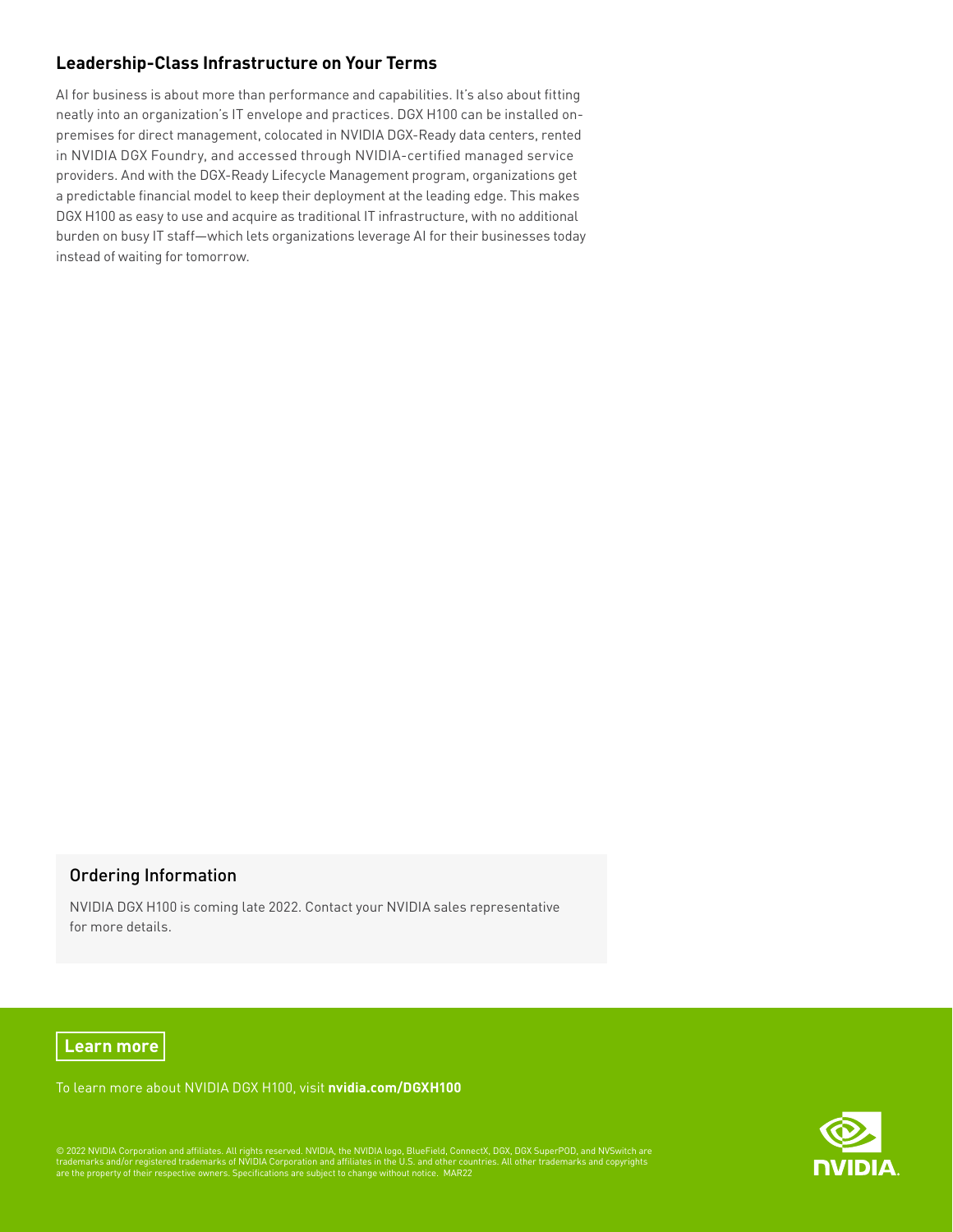## Leadership-Class Infrastructure on Your Terms

AI for business is about more than performance and capabilities. It's also about fitting neatly into an organization's IT envelope and practices. DGX H100 can be installed on-premises for direct management, colocated in NVIDIA DGX-Ready data centers, rented in NVIDIA DGX Foundry, and accessed through NVIDIA-certified managed service providers. And with the DGX-Ready Lifecycle Management program, organizations get a predictable financial model to keep their deployment at the leading edge. This makes DGX H100 as easy to use and acquire as traditional IT infrastructure, with no additional burden on busy IT staff—which lets organizations leverage AI for their businesses today instead of waiting for tomorrow.

### Ordering Information

NVIDIA DGX H100 is coming late 2022. Contact your NVIDIA sales representative for more details.

**Learn more**

To learn more about NVIDIA DGX H100, visit **nvidia.com/DGXH100**

© 2022 NVIDIA Corporation and affiliates. All rights reserved. NVIDIA, the NVIDIA logo, BlueField, ConnectX, DGX, DGX SuperPOD, and NVSwitch are trademarks and/or registered trademarks of NVIDIA Corporation and affiliates in the U.S. and other countries. All other trademarks and copyrights are the property of their respective owners. Specifications are subject to change without notice. MAR22